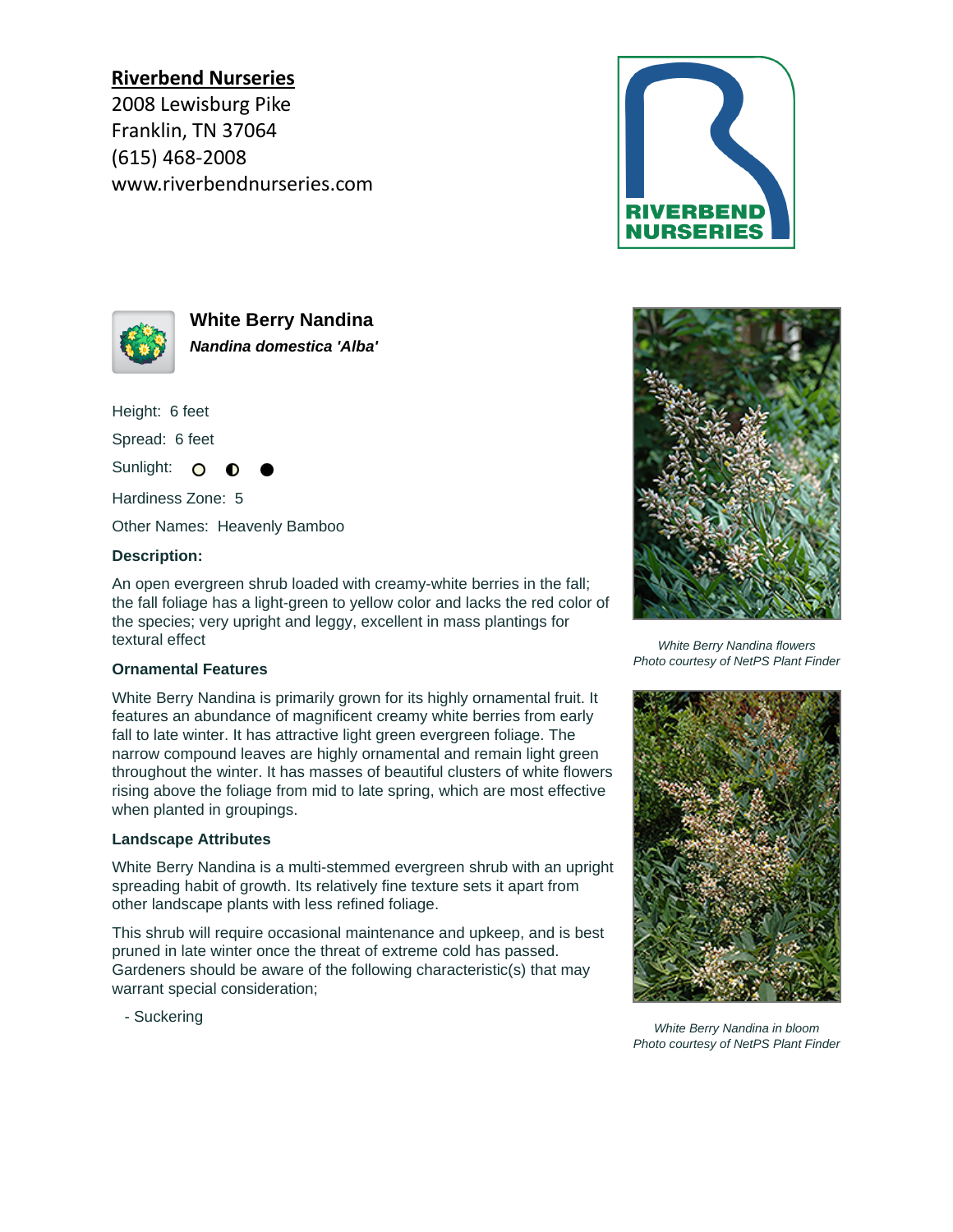**Riverbend Nurseries**
2008 Lewisburg Pike
Franklin, TN 37064
(615) 468-2008
www.riverbendnurseries.com

## White Berry Nandina

***Nandina domestica 'Alba'***

Height: 6 feet

Spread: 6 feet

Sunlight: ○ ◐ ●

Hardiness Zone: 5

Other Names: Heavenly Bamboo

**Description:**

An open evergreen shrub loaded with creamy-white berries in the fall; the fall foliage has a light-green to yellow color and lacks the red color of the species; very upright and leggy, excellent in mass plantings for textural effect

**Ornamental Features**

White Berry Nandina is primarily grown for its highly ornamental fruit. It features an abundance of magnificent creamy white berries from early fall to late winter. It has attractive light green evergreen foliage. The narrow compound leaves are highly ornamental and remain light green throughout the winter. It has masses of beautiful clusters of white flowers rising above the foliage from mid to late spring, which are most effective when planted in groupings.

**Landscape Attributes**

White Berry Nandina is a multi-stemmed evergreen shrub with an upright spreading habit of growth. Its relatively fine texture sets it apart from other landscape plants with less refined foliage.

This shrub will require occasional maintenance and upkeep, and is best pruned in late winter once the threat of extreme cold has passed. Gardeners should be aware of the following characteristic(s) that may warrant special consideration;

- Suckering

*White Berry Nandina flowers*
*Photo courtesy of NetPS Plant Finder*

*White Berry Nandina in bloom*
*Photo courtesy of NetPS Plant Finder*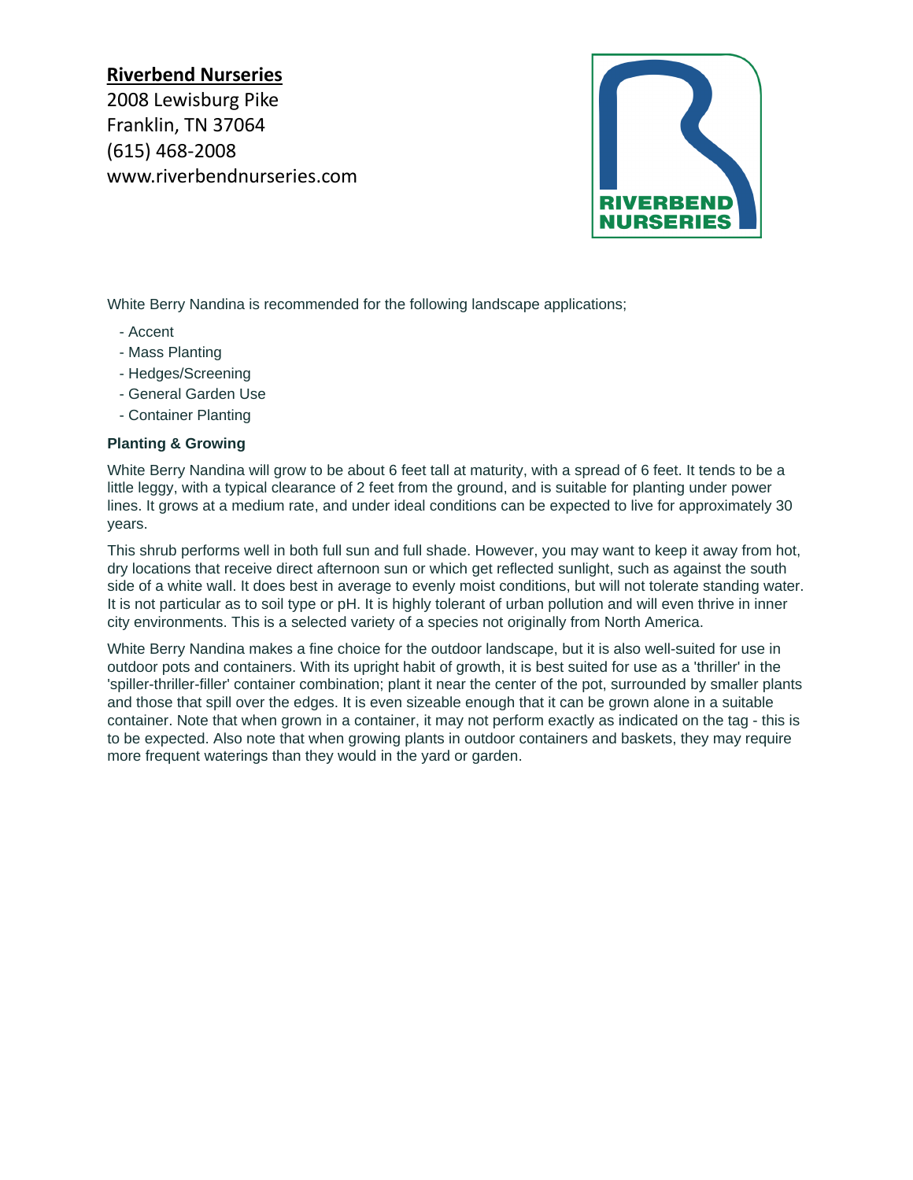**Riverbend Nurseries**
2008 Lewisburg Pike
Franklin, TN 37064
(615) 468-2008
www.riverbendnurseries.com

White Berry Nandina is recommended for the following landscape applications;

- Accent
- Mass Planting
- Hedges/Screening
- General Garden Use
- Container Planting

**Planting & Growing**

White Berry Nandina will grow to be about 6 feet tall at maturity, with a spread of 6 feet. It tends to be a little leggy, with a typical clearance of 2 feet from the ground, and is suitable for planting under power lines. It grows at a medium rate, and under ideal conditions can be expected to live for approximately 30 years.

This shrub performs well in both full sun and full shade. However, you may want to keep it away from hot, dry locations that receive direct afternoon sun or which get reflected sunlight, such as against the south side of a white wall. It does best in average to evenly moist conditions, but will not tolerate standing water. It is not particular as to soil type or pH. It is highly tolerant of urban pollution and will even thrive in inner city environments. This is a selected variety of a species not originally from North America.

White Berry Nandina makes a fine choice for the outdoor landscape, but it is also well-suited for use in outdoor pots and containers. With its upright habit of growth, it is best suited for use as a 'thriller' in the 'spiller-thriller-filler' container combination; plant it near the center of the pot, surrounded by smaller plants and those that spill over the edges. It is even sizeable enough that it can be grown alone in a suitable container. Note that when grown in a container, it may not perform exactly as indicated on the tag - this is to be expected. Also note that when growing plants in outdoor containers and baskets, they may require more frequent waterings than they would in the yard or garden.